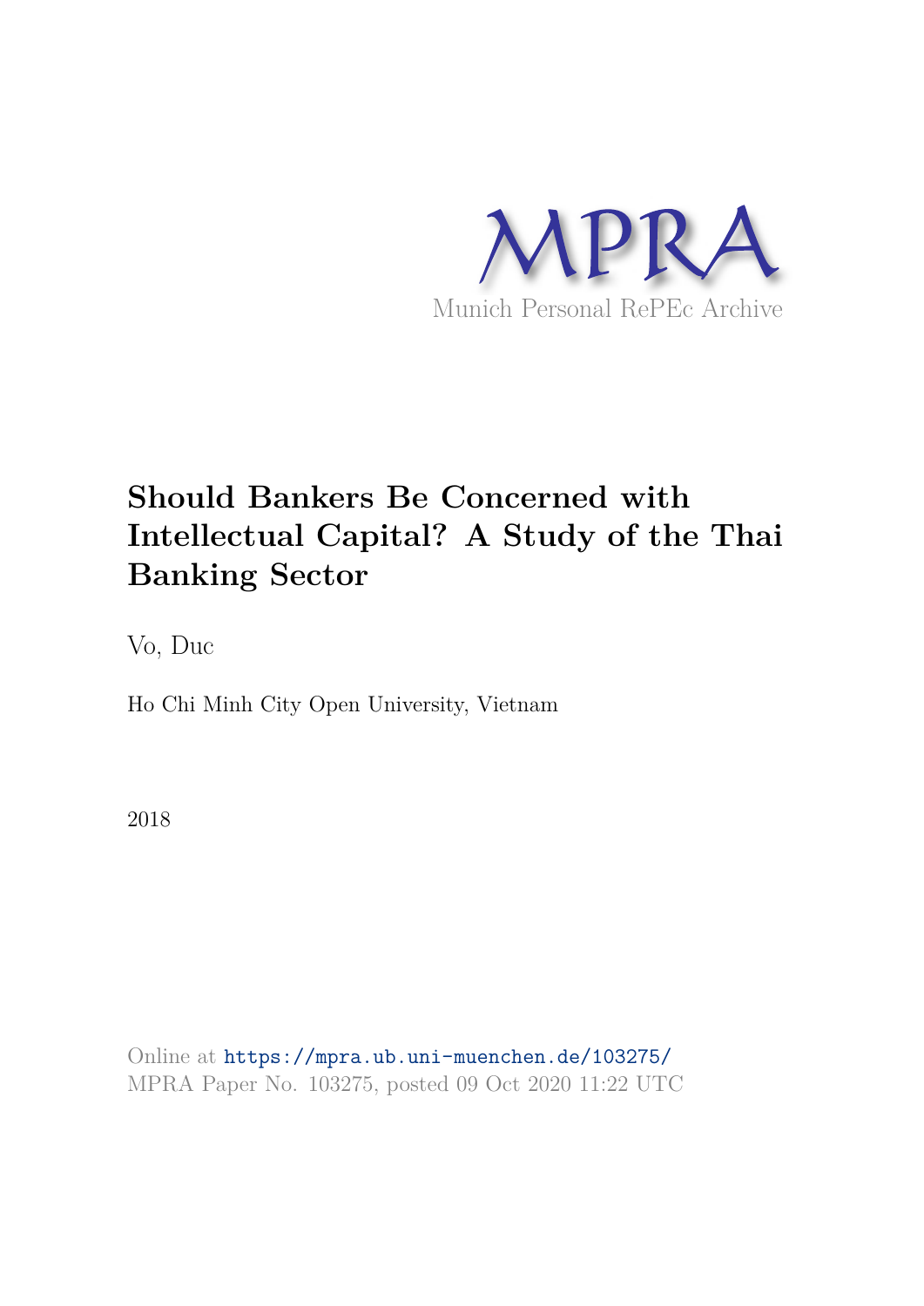MPRA

Munich Personal RePEc Archive

# Should Bankers Be Concerned with Intellectual Capital? A Study of the Thai Banking Sector

Vo, Duc

Ho Chi Minh City Open University, Vietnam

2018

Online at https://mpra.ub.uni-muenchen.de/103275/
MPRA Paper No. 103275, posted 09 Oct 2020 11:22 UTC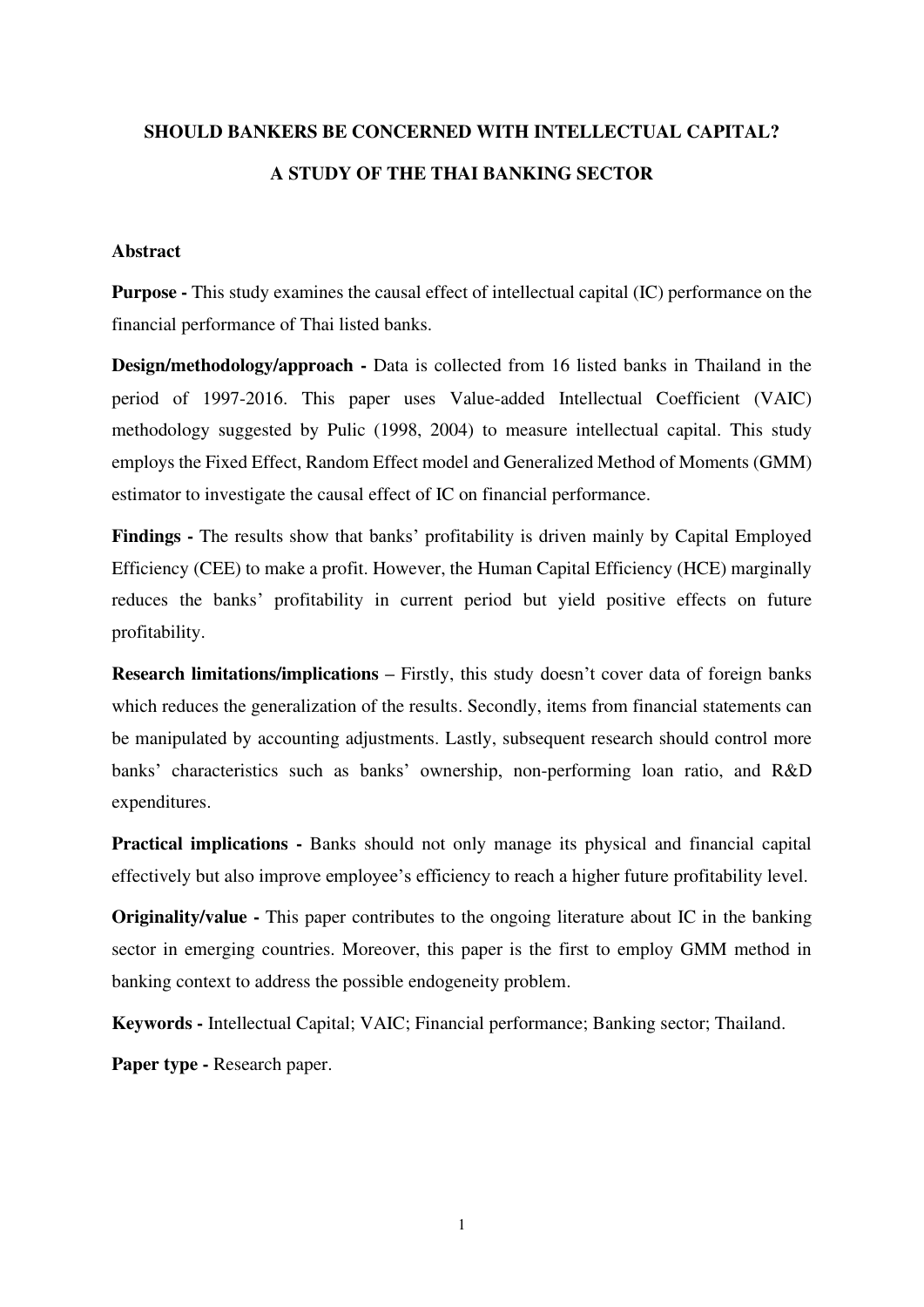# SHOULD BANKERS BE CONCERNED WITH INTELLECTUAL CAPITAL?

# A STUDY OF THE THAI BANKING SECTOR

## Abstract

**Purpose -** This study examines the causal effect of intellectual capital (IC) performance on the financial performance of Thai listed banks.

**Design/methodology/approach -** Data is collected from 16 listed banks in Thailand in the period of 1997-2016. This paper uses Value-added Intellectual Coefficient (VAIC) methodology suggested by Pulic (1998, 2004) to measure intellectual capital. This study employs the Fixed Effect, Random Effect model and Generalized Method of Moments (GMM) estimator to investigate the causal effect of IC on financial performance.

**Findings -** The results show that banks' profitability is driven mainly by Capital Employed Efficiency (CEE) to make a profit. However, the Human Capital Efficiency (HCE) marginally reduces the banks' profitability in current period but yield positive effects on future profitability.

**Research limitations/implications –** Firstly, this study doesn't cover data of foreign banks which reduces the generalization of the results. Secondly, items from financial statements can be manipulated by accounting adjustments. Lastly, subsequent research should control more banks' characteristics such as banks' ownership, non-performing loan ratio, and R&D expenditures.

**Practical implications -** Banks should not only manage its physical and financial capital effectively but also improve employee's efficiency to reach a higher future profitability level.

**Originality/value -** This paper contributes to the ongoing literature about IC in the banking sector in emerging countries. Moreover, this paper is the first to employ GMM method in banking context to address the possible endogeneity problem.

**Keywords -** Intellectual Capital; VAIC; Financial performance; Banking sector; Thailand.

**Paper type -** Research paper.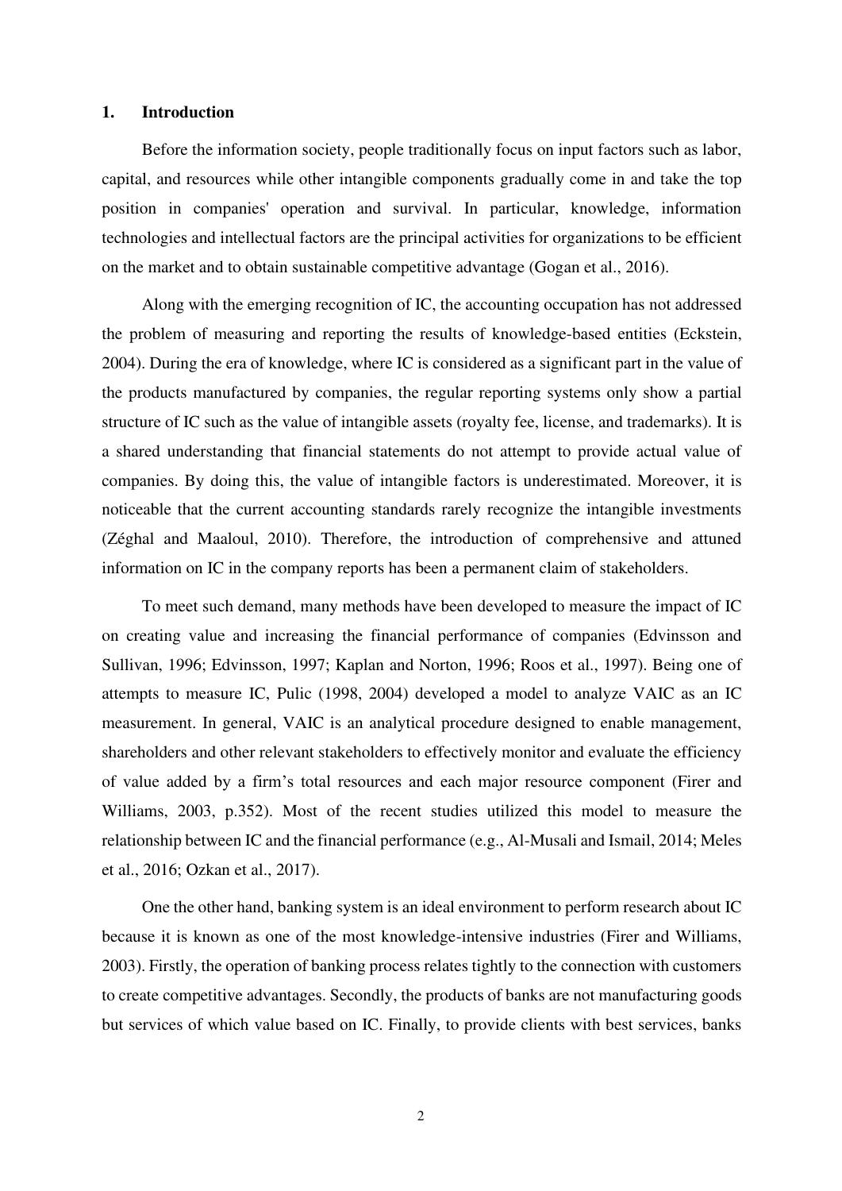## 1. Introduction

Before the information society, people traditionally focus on input factors such as labor, capital, and resources while other intangible components gradually come in and take the top position in companies' operation and survival. In particular, knowledge, information technologies and intellectual factors are the principal activities for organizations to be efficient on the market and to obtain sustainable competitive advantage (Gogan et al., 2016).

Along with the emerging recognition of IC, the accounting occupation has not addressed the problem of measuring and reporting the results of knowledge-based entities (Eckstein, 2004). During the era of knowledge, where IC is considered as a significant part in the value of the products manufactured by companies, the regular reporting systems only show a partial structure of IC such as the value of intangible assets (royalty fee, license, and trademarks). It is a shared understanding that financial statements do not attempt to provide actual value of companies. By doing this, the value of intangible factors is underestimated. Moreover, it is noticeable that the current accounting standards rarely recognize the intangible investments (Zéghal and Maaloul, 2010). Therefore, the introduction of comprehensive and attuned information on IC in the company reports has been a permanent claim of stakeholders.

To meet such demand, many methods have been developed to measure the impact of IC on creating value and increasing the financial performance of companies (Edvinsson and Sullivan, 1996; Edvinsson, 1997; Kaplan and Norton, 1996; Roos et al., 1997). Being one of attempts to measure IC, Pulic (1998, 2004) developed a model to analyze VAIC as an IC measurement. In general, VAIC is an analytical procedure designed to enable management, shareholders and other relevant stakeholders to effectively monitor and evaluate the efficiency of value added by a firm's total resources and each major resource component (Firer and Williams, 2003, p.352). Most of the recent studies utilized this model to measure the relationship between IC and the financial performance (e.g., Al-Musali and Ismail, 2014; Meles et al., 2016; Ozkan et al., 2017).

One the other hand, banking system is an ideal environment to perform research about IC because it is known as one of the most knowledge-intensive industries (Firer and Williams, 2003). Firstly, the operation of banking process relates tightly to the connection with customers to create competitive advantages. Secondly, the products of banks are not manufacturing goods but services of which value based on IC. Finally, to provide clients with best services, banks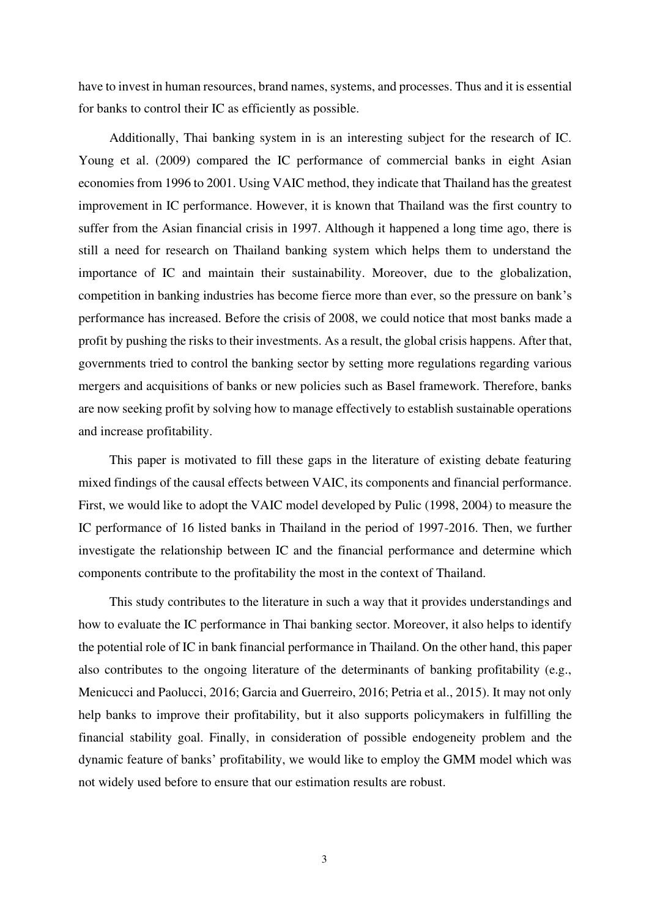have to invest in human resources, brand names, systems, and processes. Thus and it is essential for banks to control their IC as efficiently as possible.

Additionally, Thai banking system in is an interesting subject for the research of IC. Young et al. (2009) compared the IC performance of commercial banks in eight Asian economies from 1996 to 2001. Using VAIC method, they indicate that Thailand has the greatest improvement in IC performance. However, it is known that Thailand was the first country to suffer from the Asian financial crisis in 1997. Although it happened a long time ago, there is still a need for research on Thailand banking system which helps them to understand the importance of IC and maintain their sustainability. Moreover, due to the globalization, competition in banking industries has become fierce more than ever, so the pressure on bank's performance has increased. Before the crisis of 2008, we could notice that most banks made a profit by pushing the risks to their investments. As a result, the global crisis happens. After that, governments tried to control the banking sector by setting more regulations regarding various mergers and acquisitions of banks or new policies such as Basel framework. Therefore, banks are now seeking profit by solving how to manage effectively to establish sustainable operations and increase profitability.

This paper is motivated to fill these gaps in the literature of existing debate featuring mixed findings of the causal effects between VAIC, its components and financial performance. First, we would like to adopt the VAIC model developed by Pulic (1998, 2004) to measure the IC performance of 16 listed banks in Thailand in the period of 1997-2016. Then, we further investigate the relationship between IC and the financial performance and determine which components contribute to the profitability the most in the context of Thailand.

This study contributes to the literature in such a way that it provides understandings and how to evaluate the IC performance in Thai banking sector. Moreover, it also helps to identify the potential role of IC in bank financial performance in Thailand. On the other hand, this paper also contributes to the ongoing literature of the determinants of banking profitability (e.g., Menicucci and Paolucci, 2016; Garcia and Guerreiro, 2016; Petria et al., 2015). It may not only help banks to improve their profitability, but it also supports policymakers in fulfilling the financial stability goal. Finally, in consideration of possible endogeneity problem and the dynamic feature of banks' profitability, we would like to employ the GMM model which was not widely used before to ensure that our estimation results are robust.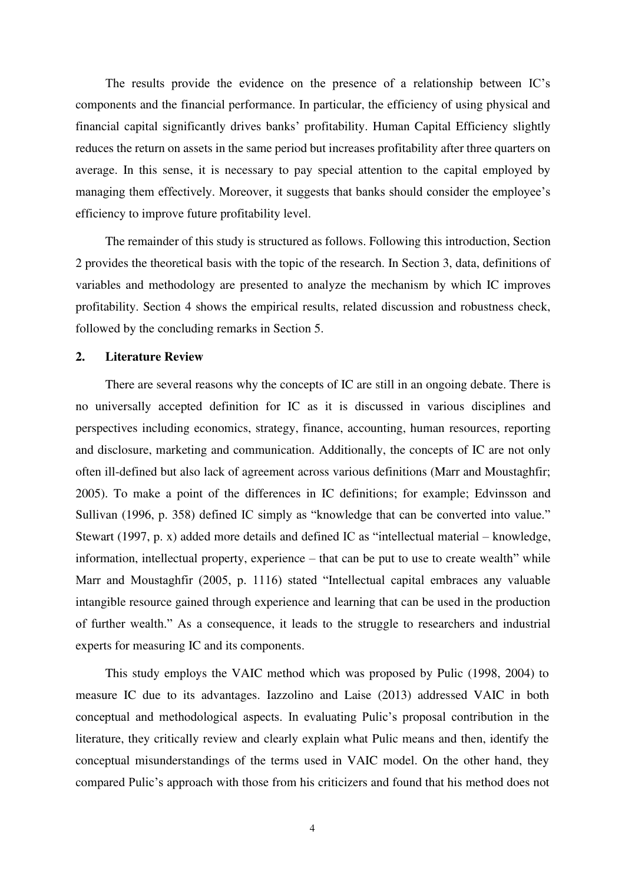The results provide the evidence on the presence of a relationship between IC's components and the financial performance. In particular, the efficiency of using physical and financial capital significantly drives banks' profitability. Human Capital Efficiency slightly reduces the return on assets in the same period but increases profitability after three quarters on average. In this sense, it is necessary to pay special attention to the capital employed by managing them effectively. Moreover, it suggests that banks should consider the employee's efficiency to improve future profitability level.

The remainder of this study is structured as follows. Following this introduction, Section 2 provides the theoretical basis with the topic of the research. In Section 3, data, definitions of variables and methodology are presented to analyze the mechanism by which IC improves profitability. Section 4 shows the empirical results, related discussion and robustness check, followed by the concluding remarks in Section 5.

## 2. Literature Review

There are several reasons why the concepts of IC are still in an ongoing debate. There is no universally accepted definition for IC as it is discussed in various disciplines and perspectives including economics, strategy, finance, accounting, human resources, reporting and disclosure, marketing and communication. Additionally, the concepts of IC are not only often ill-defined but also lack of agreement across various definitions (Marr and Moustaghfir; 2005). To make a point of the differences in IC definitions; for example; Edvinsson and Sullivan (1996, p. 358) defined IC simply as "knowledge that can be converted into value." Stewart (1997, p. x) added more details and defined IC as "intellectual material – knowledge, information, intellectual property, experience – that can be put to use to create wealth" while Marr and Moustaghfir (2005, p. 1116) stated "Intellectual capital embraces any valuable intangible resource gained through experience and learning that can be used in the production of further wealth." As a consequence, it leads to the struggle to researchers and industrial experts for measuring IC and its components.

This study employs the VAIC method which was proposed by Pulic (1998, 2004) to measure IC due to its advantages. Iazzolino and Laise (2013) addressed VAIC in both conceptual and methodological aspects. In evaluating Pulic's proposal contribution in the literature, they critically review and clearly explain what Pulic means and then, identify the conceptual misunderstandings of the terms used in VAIC model. On the other hand, they compared Pulic's approach with those from his criticizers and found that his method does not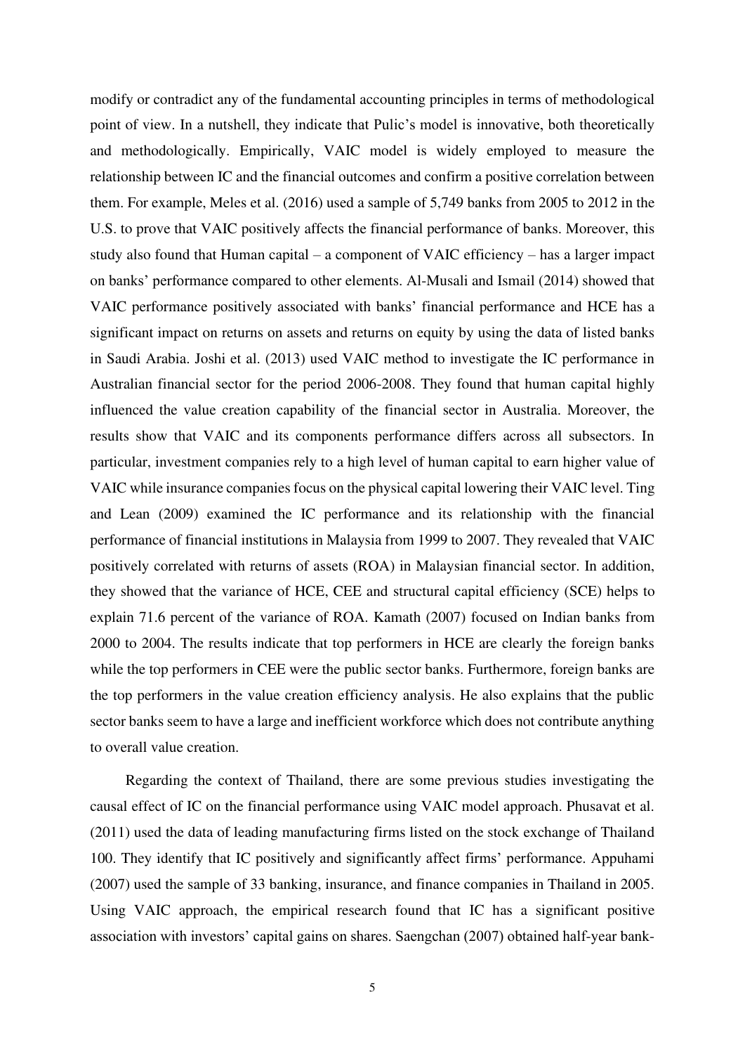modify or contradict any of the fundamental accounting principles in terms of methodological point of view. In a nutshell, they indicate that Pulic's model is innovative, both theoretically and methodologically. Empirically, VAIC model is widely employed to measure the relationship between IC and the financial outcomes and confirm a positive correlation between them. For example, Meles et al. (2016) used a sample of 5,749 banks from 2005 to 2012 in the U.S. to prove that VAIC positively affects the financial performance of banks. Moreover, this study also found that Human capital – a component of VAIC efficiency – has a larger impact on banks' performance compared to other elements. Al-Musali and Ismail (2014) showed that VAIC performance positively associated with banks' financial performance and HCE has a significant impact on returns on assets and returns on equity by using the data of listed banks in Saudi Arabia. Joshi et al. (2013) used VAIC method to investigate the IC performance in Australian financial sector for the period 2006-2008. They found that human capital highly influenced the value creation capability of the financial sector in Australia. Moreover, the results show that VAIC and its components performance differs across all subsectors. In particular, investment companies rely to a high level of human capital to earn higher value of VAIC while insurance companies focus on the physical capital lowering their VAIC level. Ting and Lean (2009) examined the IC performance and its relationship with the financial performance of financial institutions in Malaysia from 1999 to 2007. They revealed that VAIC positively correlated with returns of assets (ROA) in Malaysian financial sector. In addition, they showed that the variance of HCE, CEE and structural capital efficiency (SCE) helps to explain 71.6 percent of the variance of ROA. Kamath (2007) focused on Indian banks from 2000 to 2004. The results indicate that top performers in HCE are clearly the foreign banks while the top performers in CEE were the public sector banks. Furthermore, foreign banks are the top performers in the value creation efficiency analysis. He also explains that the public sector banks seem to have a large and inefficient workforce which does not contribute anything to overall value creation.

Regarding the context of Thailand, there are some previous studies investigating the causal effect of IC on the financial performance using VAIC model approach. Phusavat et al. (2011) used the data of leading manufacturing firms listed on the stock exchange of Thailand 100. They identify that IC positively and significantly affect firms' performance. Appuhami (2007) used the sample of 33 banking, insurance, and finance companies in Thailand in 2005. Using VAIC approach, the empirical research found that IC has a significant positive association with investors' capital gains on shares. Saengchan (2007) obtained half-year bank-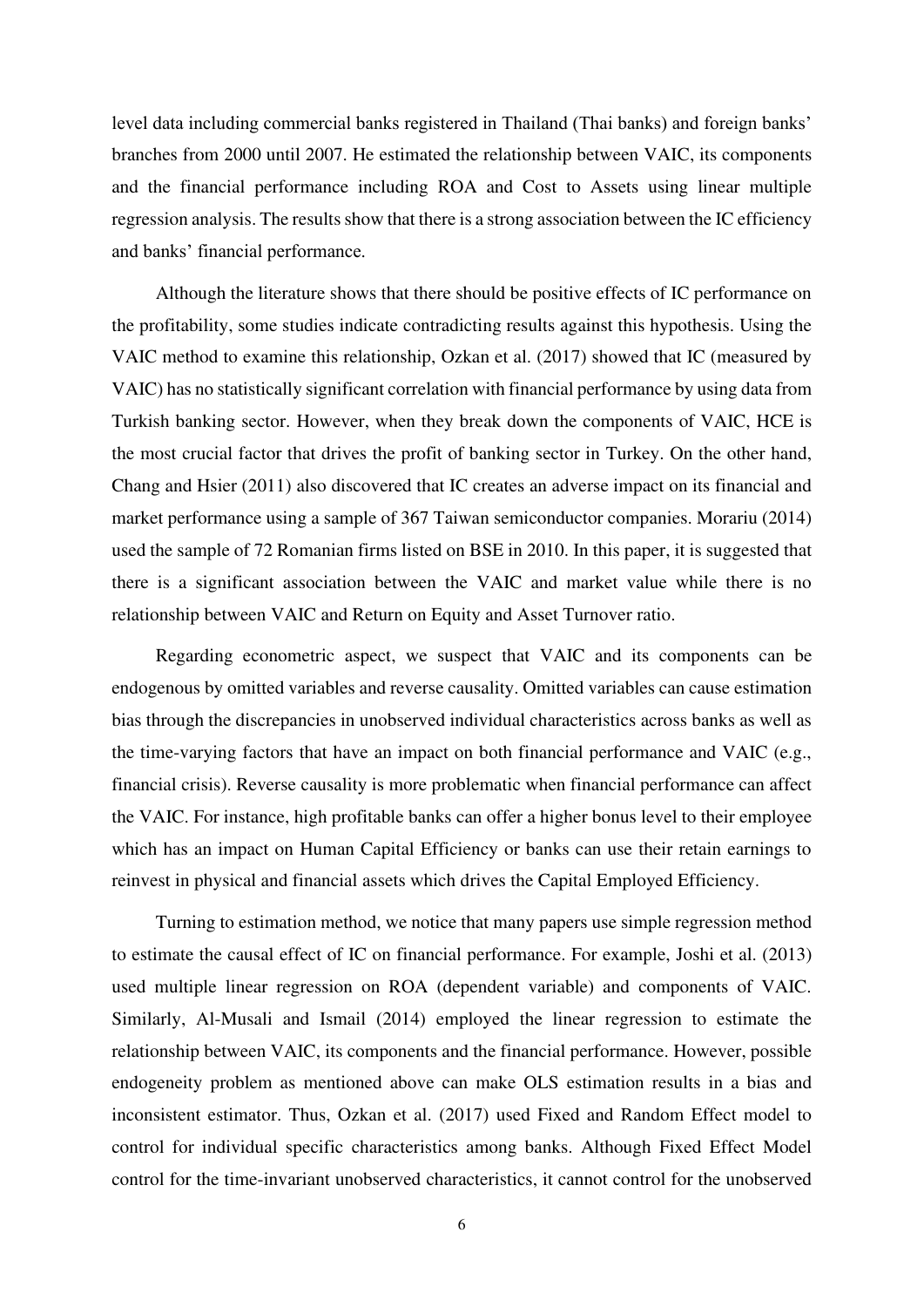level data including commercial banks registered in Thailand (Thai banks) and foreign banks' branches from 2000 until 2007. He estimated the relationship between VAIC, its components and the financial performance including ROA and Cost to Assets using linear multiple regression analysis. The results show that there is a strong association between the IC efficiency and banks' financial performance.

Although the literature shows that there should be positive effects of IC performance on the profitability, some studies indicate contradicting results against this hypothesis. Using the VAIC method to examine this relationship, Ozkan et al. (2017) showed that IC (measured by VAIC) has no statistically significant correlation with financial performance by using data from Turkish banking sector. However, when they break down the components of VAIC, HCE is the most crucial factor that drives the profit of banking sector in Turkey. On the other hand, Chang and Hsier (2011) also discovered that IC creates an adverse impact on its financial and market performance using a sample of 367 Taiwan semiconductor companies. Morariu (2014) used the sample of 72 Romanian firms listed on BSE in 2010. In this paper, it is suggested that there is a significant association between the VAIC and market value while there is no relationship between VAIC and Return on Equity and Asset Turnover ratio.

Regarding econometric aspect, we suspect that VAIC and its components can be endogenous by omitted variables and reverse causality. Omitted variables can cause estimation bias through the discrepancies in unobserved individual characteristics across banks as well as the time-varying factors that have an impact on both financial performance and VAIC (e.g., financial crisis). Reverse causality is more problematic when financial performance can affect the VAIC. For instance, high profitable banks can offer a higher bonus level to their employee which has an impact on Human Capital Efficiency or banks can use their retain earnings to reinvest in physical and financial assets which drives the Capital Employed Efficiency.

Turning to estimation method, we notice that many papers use simple regression method to estimate the causal effect of IC on financial performance. For example, Joshi et al. (2013) used multiple linear regression on ROA (dependent variable) and components of VAIC. Similarly, Al-Musali and Ismail (2014) employed the linear regression to estimate the relationship between VAIC, its components and the financial performance. However, possible endogeneity problem as mentioned above can make OLS estimation results in a bias and inconsistent estimator. Thus, Ozkan et al. (2017) used Fixed and Random Effect model to control for individual specific characteristics among banks. Although Fixed Effect Model control for the time-invariant unobserved characteristics, it cannot control for the unobserved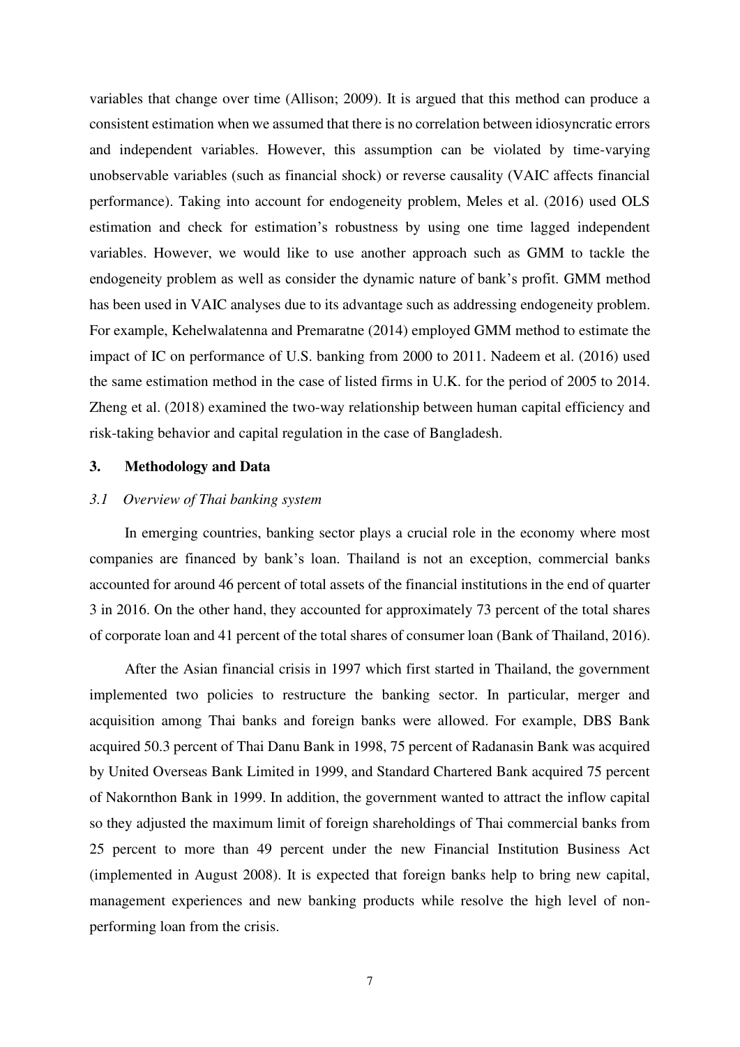variables that change over time (Allison; 2009). It is argued that this method can produce a consistent estimation when we assumed that there is no correlation between idiosyncratic errors and independent variables. However, this assumption can be violated by time-varying unobservable variables (such as financial shock) or reverse causality (VAIC affects financial performance). Taking into account for endogeneity problem, Meles et al. (2016) used OLS estimation and check for estimation's robustness by using one time lagged independent variables. However, we would like to use another approach such as GMM to tackle the endogeneity problem as well as consider the dynamic nature of bank's profit. GMM method has been used in VAIC analyses due to its advantage such as addressing endogeneity problem. For example, Kehelwalatenna and Premaratne (2014) employed GMM method to estimate the impact of IC on performance of U.S. banking from 2000 to 2011. Nadeem et al. (2016) used the same estimation method in the case of listed firms in U.K. for the period of 2005 to 2014. Zheng et al. (2018) examined the two-way relationship between human capital efficiency and risk-taking behavior and capital regulation in the case of Bangladesh.

## 3. Methodology and Data

### *3.1 Overview of Thai banking system*

In emerging countries, banking sector plays a crucial role in the economy where most companies are financed by bank's loan. Thailand is not an exception, commercial banks accounted for around 46 percent of total assets of the financial institutions in the end of quarter 3 in 2016. On the other hand, they accounted for approximately 73 percent of the total shares of corporate loan and 41 percent of the total shares of consumer loan (Bank of Thailand, 2016).

After the Asian financial crisis in 1997 which first started in Thailand, the government implemented two policies to restructure the banking sector. In particular, merger and acquisition among Thai banks and foreign banks were allowed. For example, DBS Bank acquired 50.3 percent of Thai Danu Bank in 1998, 75 percent of Radanasin Bank was acquired by United Overseas Bank Limited in 1999, and Standard Chartered Bank acquired 75 percent of Nakornthon Bank in 1999. In addition, the government wanted to attract the inflow capital so they adjusted the maximum limit of foreign shareholdings of Thai commercial banks from 25 percent to more than 49 percent under the new Financial Institution Business Act (implemented in August 2008). It is expected that foreign banks help to bring new capital, management experiences and new banking products while resolve the high level of non-performing loan from the crisis.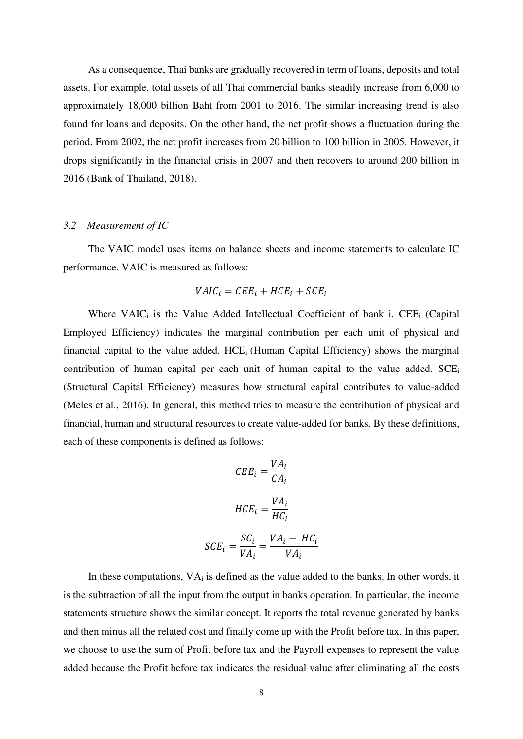As a consequence, Thai banks are gradually recovered in term of loans, deposits and total assets. For example, total assets of all Thai commercial banks steadily increase from 6,000 to approximately 18,000 billion Baht from 2001 to 2016. The similar increasing trend is also found for loans and deposits. On the other hand, the net profit shows a fluctuation during the period. From 2002, the net profit increases from 20 billion to 100 billion in 2005. However, it drops significantly in the financial crisis in 2007 and then recovers to around 200 billion in 2016 (Bank of Thailand, 2018).

### *3.2 Measurement of IC*

The VAIC model uses items on balance sheets and income statements to calculate IC performance. VAIC is measured as follows:

$$VAIC_i = CEE_i + HCE_i + SCE_i$$

Where $VAIC_i$ is the Value Added Intellectual Coefficient of bank i. $CEE_i$ (Capital Employed Efficiency) indicates the marginal contribution per each unit of physical and financial capital to the value added. $HCE_i$ (Human Capital Efficiency) shows the marginal contribution of human capital per each unit of human capital to the value added. $SCE_i$ (Structural Capital Efficiency) measures how structural capital contributes to value-added (Meles et al., 2016). In general, this method tries to measure the contribution of physical and financial, human and structural resources to create value-added for banks. By these definitions, each of these components is defined as follows:

$$CEE_i = \frac{VA_i}{CA_i}$$

$$HCE_i = \frac{VA_i}{HC_i}$$

$$SCE_i = \frac{SC_i}{VA_i} = \frac{VA_i - HC_i}{VA_i}$$

In these computations, $VA_i$ is defined as the value added to the banks. In other words, it is the subtraction of all the input from the output in banks operation. In particular, the income statements structure shows the similar concept. It reports the total revenue generated by banks and then minus all the related cost and finally come up with the Profit before tax. In this paper, we choose to use the sum of Profit before tax and the Payroll expenses to represent the value added because the Profit before tax indicates the residual value after eliminating all the costs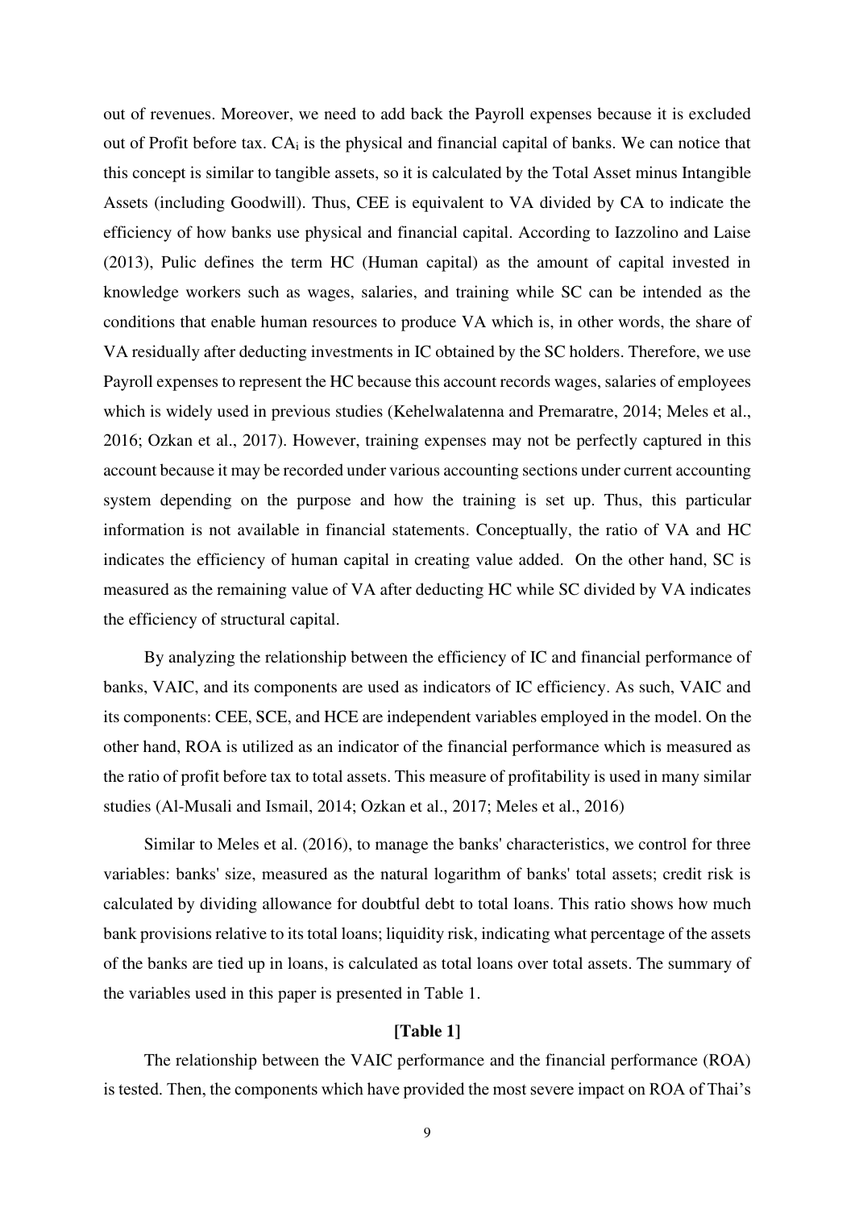out of revenues. Moreover, we need to add back the Payroll expenses because it is excluded out of Profit before tax. $CA_i$ is the physical and financial capital of banks. We can notice that this concept is similar to tangible assets, so it is calculated by the Total Asset minus Intangible Assets (including Goodwill). Thus, CEE is equivalent to VA divided by CA to indicate the efficiency of how banks use physical and financial capital. According to Iazzolino and Laise (2013), Pulic defines the term HC (Human capital) as the amount of capital invested in knowledge workers such as wages, salaries, and training while SC can be intended as the conditions that enable human resources to produce VA which is, in other words, the share of VA residually after deducting investments in IC obtained by the SC holders. Therefore, we use Payroll expenses to represent the HC because this account records wages, salaries of employees which is widely used in previous studies (Kehelwalatenna and Premaratre, 2014; Meles et al., 2016; Ozkan et al., 2017). However, training expenses may not be perfectly captured in this account because it may be recorded under various accounting sections under current accounting system depending on the purpose and how the training is set up. Thus, this particular information is not available in financial statements. Conceptually, the ratio of VA and HC indicates the efficiency of human capital in creating value added. On the other hand, SC is measured as the remaining value of VA after deducting HC while SC divided by VA indicates the efficiency of structural capital.

By analyzing the relationship between the efficiency of IC and financial performance of banks, VAIC, and its components are used as indicators of IC efficiency. As such, VAIC and its components: CEE, SCE, and HCE are independent variables employed in the model. On the other hand, ROA is utilized as an indicator of the financial performance which is measured as the ratio of profit before tax to total assets. This measure of profitability is used in many similar studies (Al-Musali and Ismail, 2014; Ozkan et al., 2017; Meles et al., 2016)

Similar to Meles et al. (2016), to manage the banks' characteristics, we control for three variables: banks' size, measured as the natural logarithm of banks' total assets; credit risk is calculated by dividing allowance for doubtful debt to total loans. This ratio shows how much bank provisions relative to its total loans; liquidity risk, indicating what percentage of the assets of the banks are tied up in loans, is calculated as total loans over total assets. The summary of the variables used in this paper is presented in Table 1.

**[Table 1]**

The relationship between the VAIC performance and the financial performance (ROA) is tested. Then, the components which have provided the most severe impact on ROA of Thai's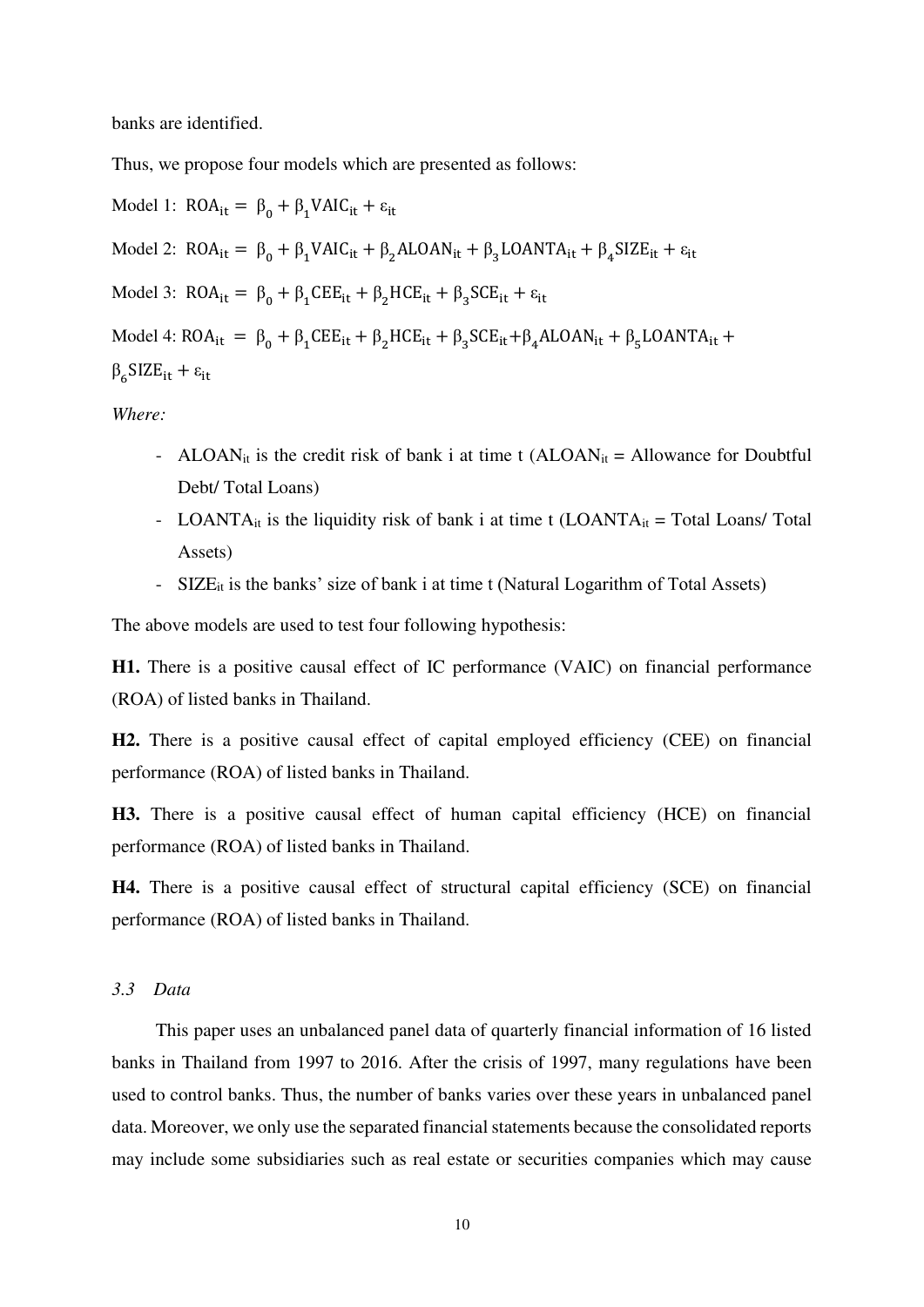banks are identified.

Thus, we propose four models which are presented as follows:

Model 1: $\mathrm{ROA_{it}} = \beta_0 + \beta_1 \mathrm{VAIC_{it}} + \varepsilon_{it}$

Model 2: $\mathrm{ROA_{it}} = \beta_0 + \beta_1 \mathrm{VAIC_{it}} + \beta_2 \mathrm{ALOAN_{it}} + \beta_3 \mathrm{LOANTA_{it}} + \beta_4 \mathrm{SIZE_{it}} + \varepsilon_{it}$

Model 3: $\mathrm{ROA_{it}} = \beta_0 + \beta_1 \mathrm{CEE_{it}} + \beta_2 \mathrm{HCE_{it}} + \beta_3 \mathrm{SCE_{it}} + \varepsilon_{it}$

Model 4: $\mathrm{ROA_{it}} = \beta_0 + \beta_1 \mathrm{CEE_{it}} + \beta_2 \mathrm{HCE_{it}} + \beta_3 \mathrm{SCE_{it}} + \beta_4 \mathrm{ALOAN_{it}} + \beta_5 \mathrm{LOANTA_{it}} + \beta_6 \mathrm{SIZE_{it}} + \varepsilon_{it}$

*Where:*

- $\mathrm{ALOAN_{it}}$ is the credit risk of bank i at time t ($\mathrm{ALOAN_{it}}$ = Allowance for Doubtful Debt/ Total Loans)
- $\mathrm{LOANTA_{it}}$ is the liquidity risk of bank i at time t ($\mathrm{LOANTA_{it}}$ = Total Loans/ Total Assets)
- $\mathrm{SIZE_{it}}$ is the banks' size of bank i at time t (Natural Logarithm of Total Assets)

The above models are used to test four following hypothesis:

**H1.** There is a positive causal effect of IC performance (VAIC) on financial performance (ROA) of listed banks in Thailand.

**H2.** There is a positive causal effect of capital employed efficiency (CEE) on financial performance (ROA) of listed banks in Thailand.

**H3.** There is a positive causal effect of human capital efficiency (HCE) on financial performance (ROA) of listed banks in Thailand.

**H4.** There is a positive causal effect of structural capital efficiency (SCE) on financial performance (ROA) of listed banks in Thailand.

### *3.3 Data*

This paper uses an unbalanced panel data of quarterly financial information of 16 listed banks in Thailand from 1997 to 2016. After the crisis of 1997, many regulations have been used to control banks. Thus, the number of banks varies over these years in unbalanced panel data. Moreover, we only use the separated financial statements because the consolidated reports may include some subsidiaries such as real estate or securities companies which may cause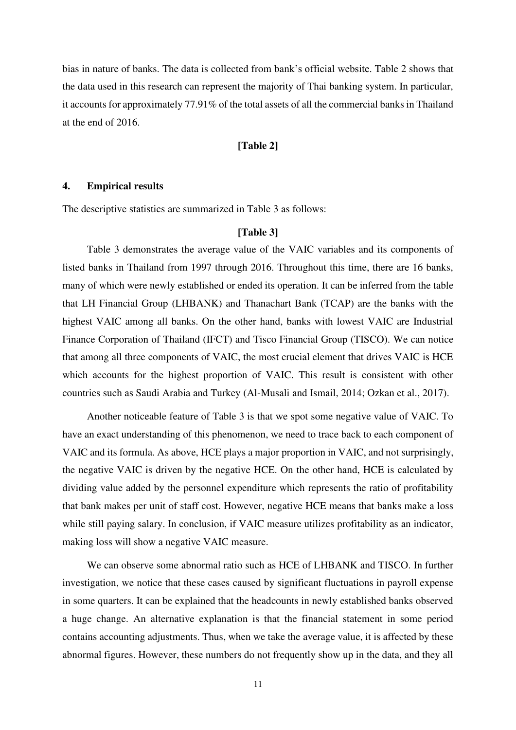bias in nature of banks. The data is collected from bank's official website. Table 2 shows that the data used in this research can represent the majority of Thai banking system. In particular, it accounts for approximately 77.91% of the total assets of all the commercial banks in Thailand at the end of 2016.

**[Table 2]**

## 4. Empirical results

The descriptive statistics are summarized in Table 3 as follows:

**[Table 3]**

Table 3 demonstrates the average value of the VAIC variables and its components of listed banks in Thailand from 1997 through 2016. Throughout this time, there are 16 banks, many of which were newly established or ended its operation. It can be inferred from the table that LH Financial Group (LHBANK) and Thanachart Bank (TCAP) are the banks with the highest VAIC among all banks. On the other hand, banks with lowest VAIC are Industrial Finance Corporation of Thailand (IFCT) and Tisco Financial Group (TISCO). We can notice that among all three components of VAIC, the most crucial element that drives VAIC is HCE which accounts for the highest proportion of VAIC. This result is consistent with other countries such as Saudi Arabia and Turkey (Al-Musali and Ismail, 2014; Ozkan et al., 2017).

Another noticeable feature of Table 3 is that we spot some negative value of VAIC. To have an exact understanding of this phenomenon, we need to trace back to each component of VAIC and its formula. As above, HCE plays a major proportion in VAIC, and not surprisingly, the negative VAIC is driven by the negative HCE. On the other hand, HCE is calculated by dividing value added by the personnel expenditure which represents the ratio of profitability that bank makes per unit of staff cost. However, negative HCE means that banks make a loss while still paying salary. In conclusion, if VAIC measure utilizes profitability as an indicator, making loss will show a negative VAIC measure.

We can observe some abnormal ratio such as HCE of LHBANK and TISCO. In further investigation, we notice that these cases caused by significant fluctuations in payroll expense in some quarters. It can be explained that the headcounts in newly established banks observed a huge change. An alternative explanation is that the financial statement in some period contains accounting adjustments. Thus, when we take the average value, it is affected by these abnormal figures. However, these numbers do not frequently show up in the data, and they all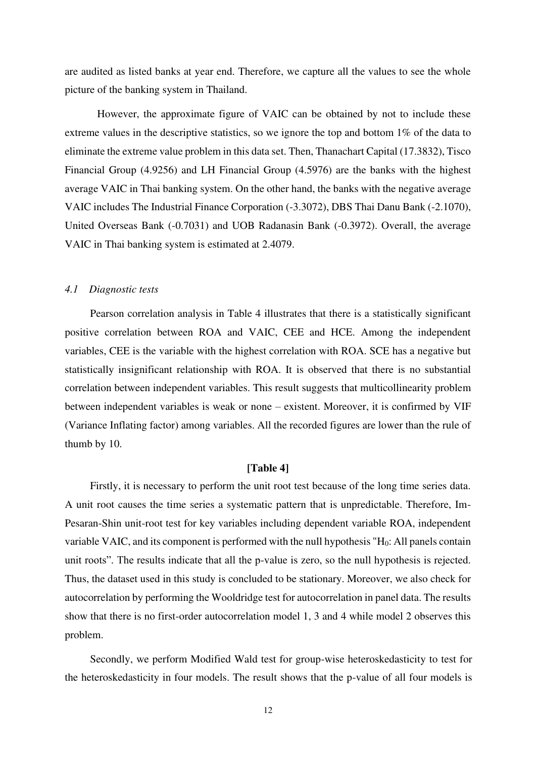are audited as listed banks at year end. Therefore, we capture all the values to see the whole picture of the banking system in Thailand.

However, the approximate figure of VAIC can be obtained by not to include these extreme values in the descriptive statistics, so we ignore the top and bottom 1% of the data to eliminate the extreme value problem in this data set. Then, Thanachart Capital (17.3832), Tisco Financial Group (4.9256) and LH Financial Group (4.5976) are the banks with the highest average VAIC in Thai banking system. On the other hand, the banks with the negative average VAIC includes The Industrial Finance Corporation (-3.3072), DBS Thai Danu Bank (-2.1070), United Overseas Bank (-0.7031) and UOB Radanasin Bank (-0.3972). Overall, the average VAIC in Thai banking system is estimated at 2.4079.

### *4.1 Diagnostic tests*

Pearson correlation analysis in Table 4 illustrates that there is a statistically significant positive correlation between ROA and VAIC, CEE and HCE. Among the independent variables, CEE is the variable with the highest correlation with ROA. SCE has a negative but statistically insignificant relationship with ROA. It is observed that there is no substantial correlation between independent variables. This result suggests that multicollinearity problem between independent variables is weak or none – existent. Moreover, it is confirmed by VIF (Variance Inflating factor) among variables. All the recorded figures are lower than the rule of thumb by 10.

**[Table 4]**

Firstly, it is necessary to perform the unit root test because of the long time series data. A unit root causes the time series a systematic pattern that is unpredictable. Therefore, Im-Pesaran-Shin unit-root test for key variables including dependent variable ROA, independent variable VAIC, and its component is performed with the null hypothesis "$H_0$: All panels contain unit roots". The results indicate that all the p-value is zero, so the null hypothesis is rejected. Thus, the dataset used in this study is concluded to be stationary. Moreover, we also check for autocorrelation by performing the Wooldridge test for autocorrelation in panel data. The results show that there is no first-order autocorrelation model 1, 3 and 4 while model 2 observes this problem.

Secondly, we perform Modified Wald test for group-wise heteroskedasticity to test for the heteroskedasticity in four models. The result shows that the p-value of all four models is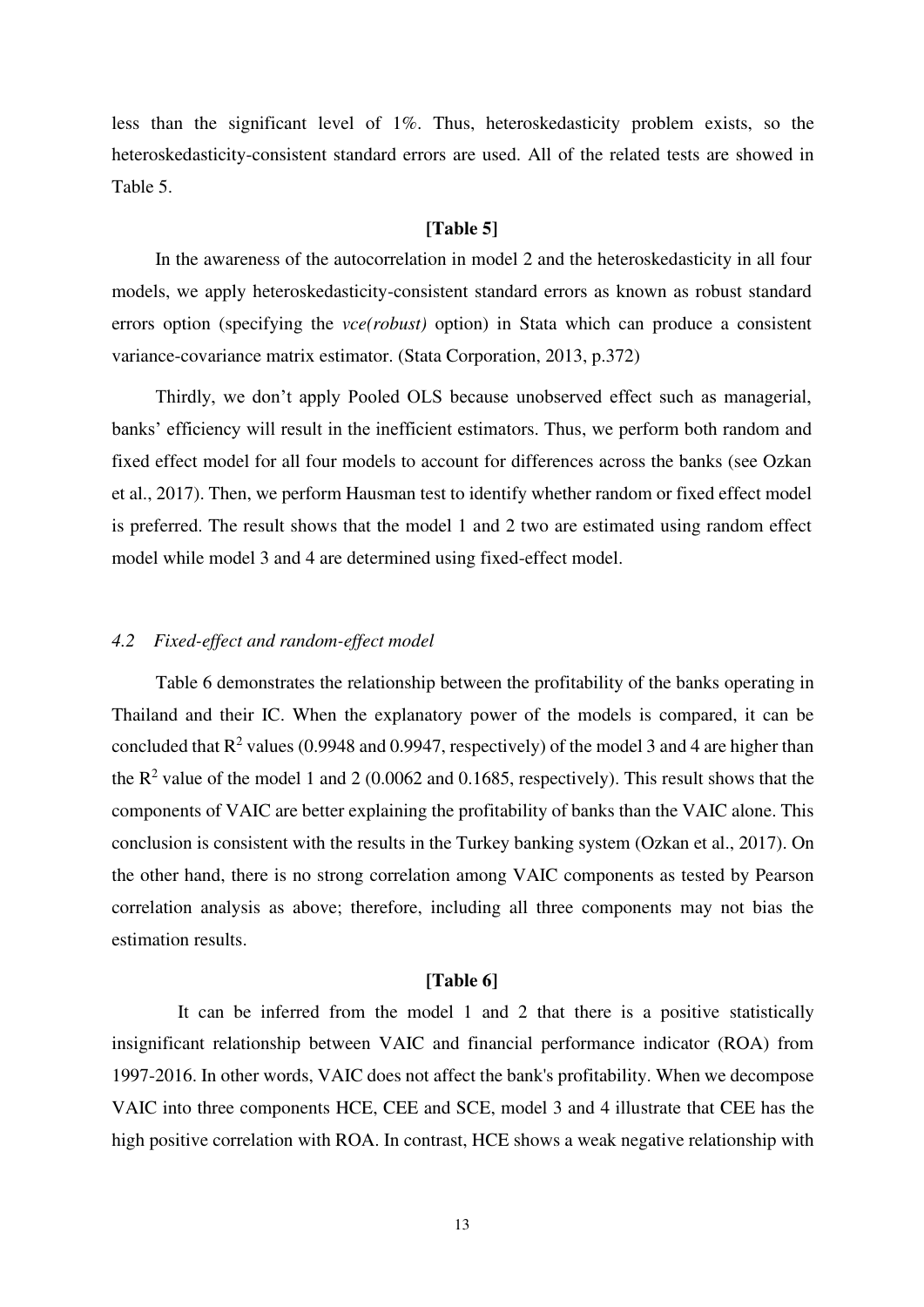less than the significant level of 1%. Thus, heteroskedasticity problem exists, so the heteroskedasticity-consistent standard errors are used. All of the related tests are showed in Table 5.

**[Table 5]**

In the awareness of the autocorrelation in model 2 and the heteroskedasticity in all four models, we apply heteroskedasticity-consistent standard errors as known as robust standard errors option (specifying the *vce(robust)* option) in Stata which can produce a consistent variance-covariance matrix estimator. (Stata Corporation, 2013, p.372)

Thirdly, we don't apply Pooled OLS because unobserved effect such as managerial, banks' efficiency will result in the inefficient estimators. Thus, we perform both random and fixed effect model for all four models to account for differences across the banks (see Ozkan et al., 2017). Then, we perform Hausman test to identify whether random or fixed effect model is preferred. The result shows that the model 1 and 2 two are estimated using random effect model while model 3 and 4 are determined using fixed-effect model.

### *4.2 Fixed-effect and random-effect model*

Table 6 demonstrates the relationship between the profitability of the banks operating in Thailand and their IC. When the explanatory power of the models is compared, it can be concluded that $R^2$ values (0.9948 and 0.9947, respectively) of the model 3 and 4 are higher than the $R^2$ value of the model 1 and 2 (0.0062 and 0.1685, respectively). This result shows that the components of VAIC are better explaining the profitability of banks than the VAIC alone. This conclusion is consistent with the results in the Turkey banking system (Ozkan et al., 2017). On the other hand, there is no strong correlation among VAIC components as tested by Pearson correlation analysis as above; therefore, including all three components may not bias the estimation results.

**[Table 6]**

It can be inferred from the model 1 and 2 that there is a positive statistically insignificant relationship between VAIC and financial performance indicator (ROA) from 1997-2016. In other words, VAIC does not affect the bank's profitability. When we decompose VAIC into three components HCE, CEE and SCE, model 3 and 4 illustrate that CEE has the high positive correlation with ROA. In contrast, HCE shows a weak negative relationship with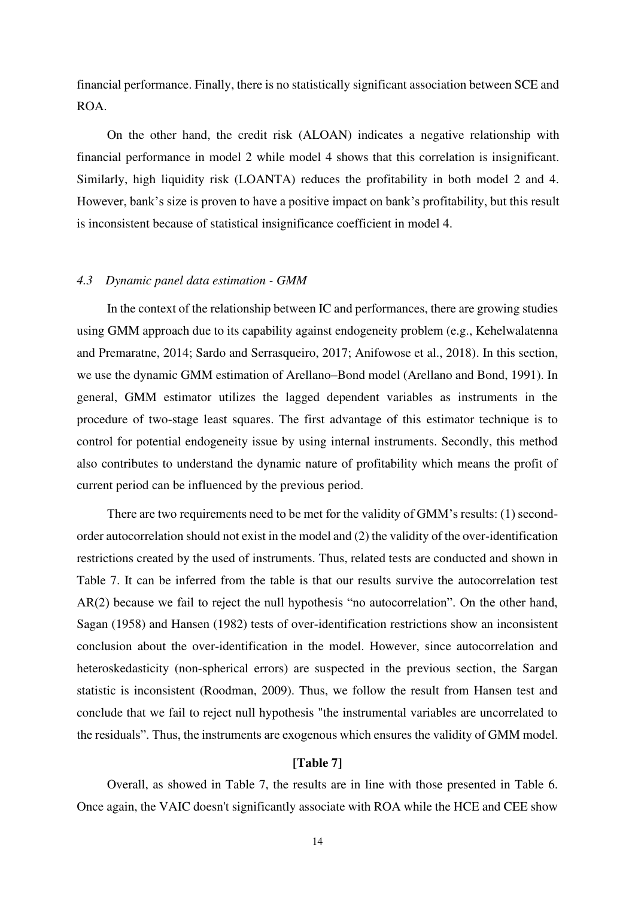financial performance. Finally, there is no statistically significant association between SCE and ROA.

On the other hand, the credit risk (ALOAN) indicates a negative relationship with financial performance in model 2 while model 4 shows that this correlation is insignificant. Similarly, high liquidity risk (LOANTA) reduces the profitability in both model 2 and 4. However, bank's size is proven to have a positive impact on bank's profitability, but this result is inconsistent because of statistical insignificance coefficient in model 4.

### *4.3 Dynamic panel data estimation - GMM*

In the context of the relationship between IC and performances, there are growing studies using GMM approach due to its capability against endogeneity problem (e.g., Kehelwalatenna and Premaratne, 2014; Sardo and Serrasqueiro, 2017; Anifowose et al., 2018). In this section, we use the dynamic GMM estimation of Arellano–Bond model (Arellano and Bond, 1991). In general, GMM estimator utilizes the lagged dependent variables as instruments in the procedure of two-stage least squares. The first advantage of this estimator technique is to control for potential endogeneity issue by using internal instruments. Secondly, this method also contributes to understand the dynamic nature of profitability which means the profit of current period can be influenced by the previous period.

There are two requirements need to be met for the validity of GMM's results: (1) second-order autocorrelation should not exist in the model and (2) the validity of the over-identification restrictions created by the used of instruments. Thus, related tests are conducted and shown in Table 7. It can be inferred from the table is that our results survive the autocorrelation test AR(2) because we fail to reject the null hypothesis "no autocorrelation". On the other hand, Sagan (1958) and Hansen (1982) tests of over-identification restrictions show an inconsistent conclusion about the over-identification in the model. However, since autocorrelation and heteroskedasticity (non-spherical errors) are suspected in the previous section, the Sargan statistic is inconsistent (Roodman, 2009). Thus, we follow the result from Hansen test and conclude that we fail to reject null hypothesis "the instrumental variables are uncorrelated to the residuals". Thus, the instruments are exogenous which ensures the validity of GMM model.

**[Table 7]**

Overall, as showed in Table 7, the results are in line with those presented in Table 6. Once again, the VAIC doesn't significantly associate with ROA while the HCE and CEE show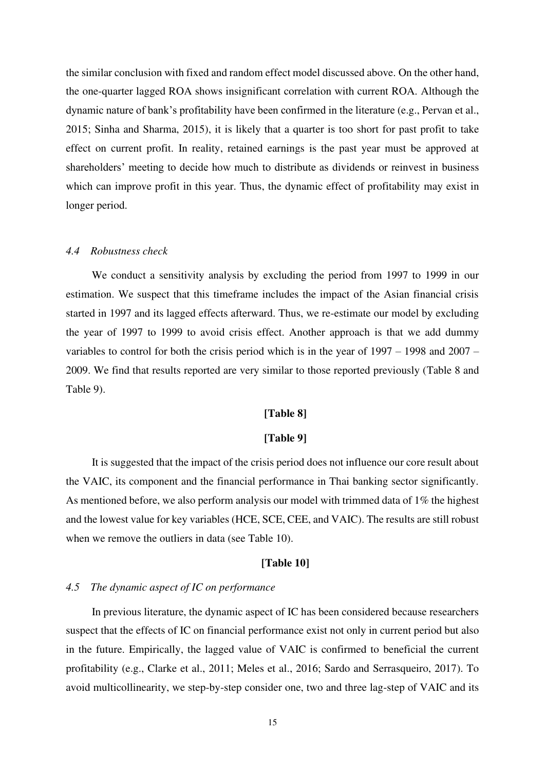the similar conclusion with fixed and random effect model discussed above. On the other hand, the one-quarter lagged ROA shows insignificant correlation with current ROA. Although the dynamic nature of bank's profitability have been confirmed in the literature (e.g., Pervan et al., 2015; Sinha and Sharma, 2015), it is likely that a quarter is too short for past profit to take effect on current profit. In reality, retained earnings is the past year must be approved at shareholders' meeting to decide how much to distribute as dividends or reinvest in business which can improve profit in this year. Thus, the dynamic effect of profitability may exist in longer period.

### *4.4 Robustness check*

We conduct a sensitivity analysis by excluding the period from 1997 to 1999 in our estimation. We suspect that this timeframe includes the impact of the Asian financial crisis started in 1997 and its lagged effects afterward. Thus, we re-estimate our model by excluding the year of 1997 to 1999 to avoid crisis effect. Another approach is that we add dummy variables to control for both the crisis period which is in the year of 1997 – 1998 and 2007 – 2009. We find that results reported are very similar to those reported previously (Table 8 and Table 9).

**[Table 8]**

**[Table 9]**

It is suggested that the impact of the crisis period does not influence our core result about the VAIC, its component and the financial performance in Thai banking sector significantly. As mentioned before, we also perform analysis our model with trimmed data of 1% the highest and the lowest value for key variables (HCE, SCE, CEE, and VAIC). The results are still robust when we remove the outliers in data (see Table 10).

**[Table 10]**

### *4.5 The dynamic aspect of IC on performance*

In previous literature, the dynamic aspect of IC has been considered because researchers suspect that the effects of IC on financial performance exist not only in current period but also in the future. Empirically, the lagged value of VAIC is confirmed to beneficial the current profitability (e.g., Clarke et al., 2011; Meles et al., 2016; Sardo and Serrasqueiro, 2017). To avoid multicollinearity, we step-by-step consider one, two and three lag-step of VAIC and its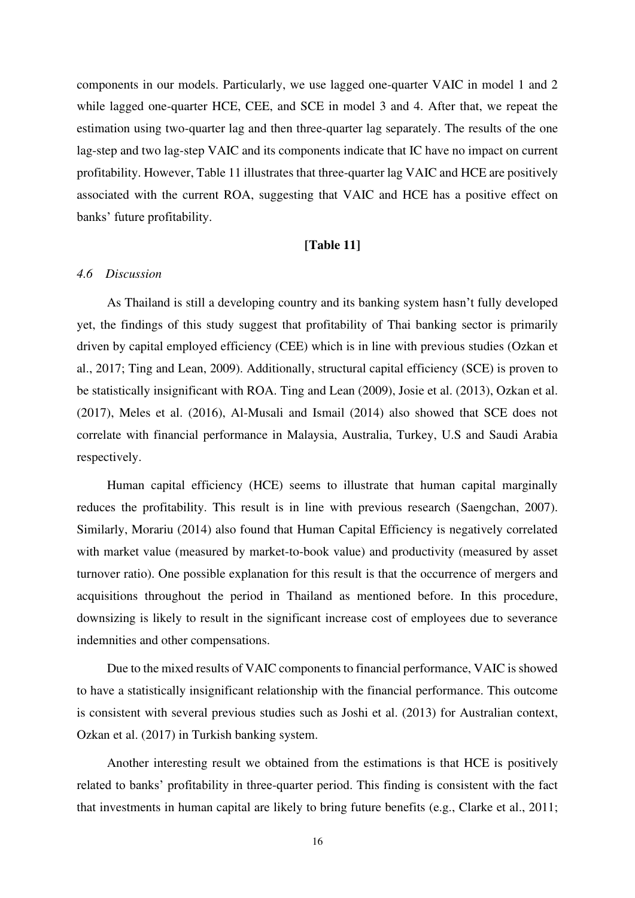components in our models. Particularly, we use lagged one-quarter VAIC in model 1 and 2 while lagged one-quarter HCE, CEE, and SCE in model 3 and 4. After that, we repeat the estimation using two-quarter lag and then three-quarter lag separately. The results of the one lag-step and two lag-step VAIC and its components indicate that IC have no impact on current profitability. However, Table 11 illustrates that three-quarter lag VAIC and HCE are positively associated with the current ROA, suggesting that VAIC and HCE has a positive effect on banks' future profitability.

**[Table 11]**

### *4.6 Discussion*

As Thailand is still a developing country and its banking system hasn't fully developed yet, the findings of this study suggest that profitability of Thai banking sector is primarily driven by capital employed efficiency (CEE) which is in line with previous studies (Ozkan et al., 2017; Ting and Lean, 2009). Additionally, structural capital efficiency (SCE) is proven to be statistically insignificant with ROA. Ting and Lean (2009), Josie et al. (2013), Ozkan et al. (2017), Meles et al. (2016), Al-Musali and Ismail (2014) also showed that SCE does not correlate with financial performance in Malaysia, Australia, Turkey, U.S and Saudi Arabia respectively.

Human capital efficiency (HCE) seems to illustrate that human capital marginally reduces the profitability. This result is in line with previous research (Saengchan, 2007). Similarly, Morariu (2014) also found that Human Capital Efficiency is negatively correlated with market value (measured by market-to-book value) and productivity (measured by asset turnover ratio). One possible explanation for this result is that the occurrence of mergers and acquisitions throughout the period in Thailand as mentioned before. In this procedure, downsizing is likely to result in the significant increase cost of employees due to severance indemnities and other compensations.

Due to the mixed results of VAIC components to financial performance, VAIC is showed to have a statistically insignificant relationship with the financial performance. This outcome is consistent with several previous studies such as Joshi et al. (2013) for Australian context, Ozkan et al. (2017) in Turkish banking system.

Another interesting result we obtained from the estimations is that HCE is positively related to banks' profitability in three-quarter period. This finding is consistent with the fact that investments in human capital are likely to bring future benefits (e.g., Clarke et al., 2011;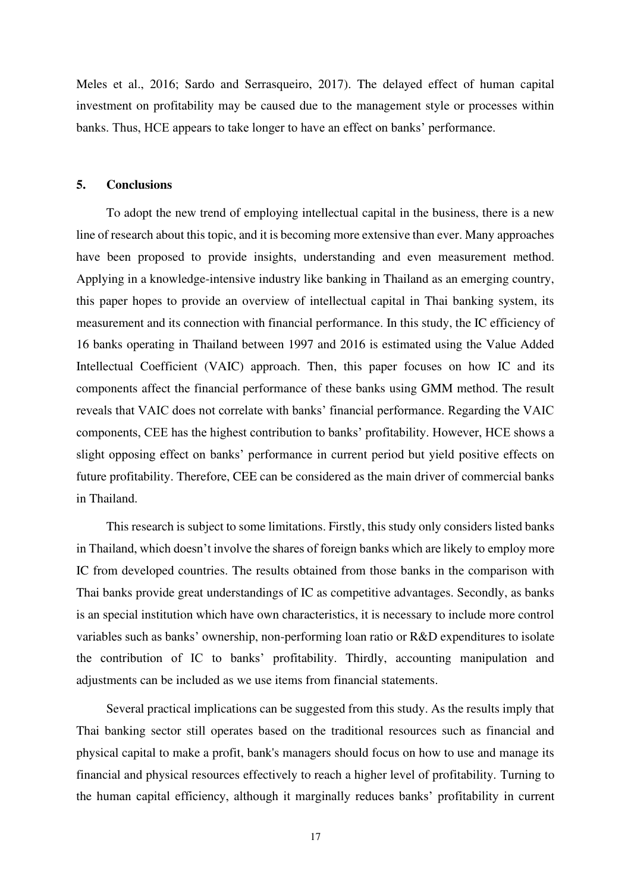Meles et al., 2016; Sardo and Serrasqueiro, 2017). The delayed effect of human capital investment on profitability may be caused due to the management style or processes within banks. Thus, HCE appears to take longer to have an effect on banks' performance.

## 5. Conclusions

To adopt the new trend of employing intellectual capital in the business, there is a new line of research about this topic, and it is becoming more extensive than ever. Many approaches have been proposed to provide insights, understanding and even measurement method. Applying in a knowledge-intensive industry like banking in Thailand as an emerging country, this paper hopes to provide an overview of intellectual capital in Thai banking system, its measurement and its connection with financial performance. In this study, the IC efficiency of 16 banks operating in Thailand between 1997 and 2016 is estimated using the Value Added Intellectual Coefficient (VAIC) approach. Then, this paper focuses on how IC and its components affect the financial performance of these banks using GMM method. The result reveals that VAIC does not correlate with banks' financial performance. Regarding the VAIC components, CEE has the highest contribution to banks' profitability. However, HCE shows a slight opposing effect on banks' performance in current period but yield positive effects on future profitability. Therefore, CEE can be considered as the main driver of commercial banks in Thailand.

This research is subject to some limitations. Firstly, this study only considers listed banks in Thailand, which doesn't involve the shares of foreign banks which are likely to employ more IC from developed countries. The results obtained from those banks in the comparison with Thai banks provide great understandings of IC as competitive advantages. Secondly, as banks is an special institution which have own characteristics, it is necessary to include more control variables such as banks' ownership, non-performing loan ratio or R&D expenditures to isolate the contribution of IC to banks' profitability. Thirdly, accounting manipulation and adjustments can be included as we use items from financial statements.

Several practical implications can be suggested from this study. As the results imply that Thai banking sector still operates based on the traditional resources such as financial and physical capital to make a profit, bank's managers should focus on how to use and manage its financial and physical resources effectively to reach a higher level of profitability. Turning to the human capital efficiency, although it marginally reduces banks' profitability in current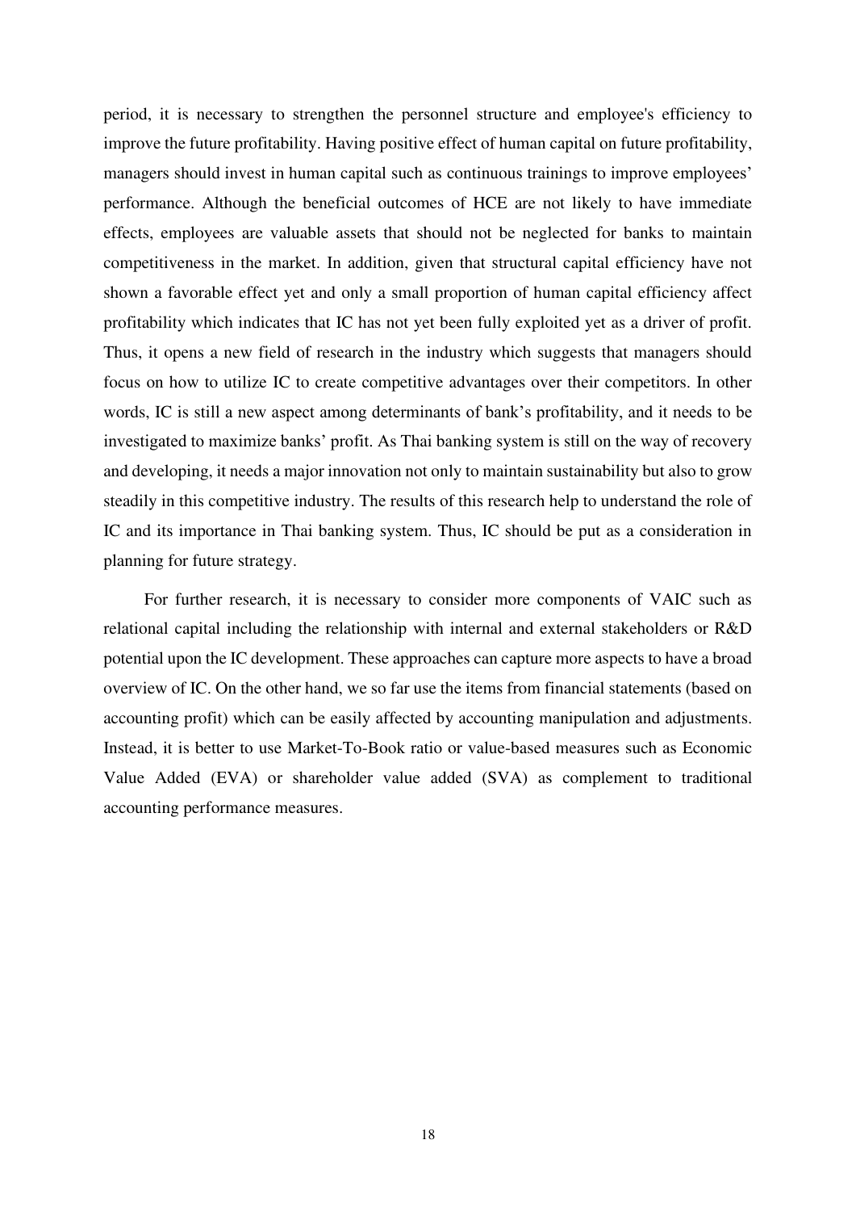period, it is necessary to strengthen the personnel structure and employee's efficiency to improve the future profitability. Having positive effect of human capital on future profitability, managers should invest in human capital such as continuous trainings to improve employees' performance. Although the beneficial outcomes of HCE are not likely to have immediate effects, employees are valuable assets that should not be neglected for banks to maintain competitiveness in the market. In addition, given that structural capital efficiency have not shown a favorable effect yet and only a small proportion of human capital efficiency affect profitability which indicates that IC has not yet been fully exploited yet as a driver of profit. Thus, it opens a new field of research in the industry which suggests that managers should focus on how to utilize IC to create competitive advantages over their competitors. In other words, IC is still a new aspect among determinants of bank's profitability, and it needs to be investigated to maximize banks' profit. As Thai banking system is still on the way of recovery and developing, it needs a major innovation not only to maintain sustainability but also to grow steadily in this competitive industry. The results of this research help to understand the role of IC and its importance in Thai banking system. Thus, IC should be put as a consideration in planning for future strategy.

For further research, it is necessary to consider more components of VAIC such as relational capital including the relationship with internal and external stakeholders or R&D potential upon the IC development. These approaches can capture more aspects to have a broad overview of IC. On the other hand, we so far use the items from financial statements (based on accounting profit) which can be easily affected by accounting manipulation and adjustments. Instead, it is better to use Market-To-Book ratio or value-based measures such as Economic Value Added (EVA) or shareholder value added (SVA) as complement to traditional accounting performance measures.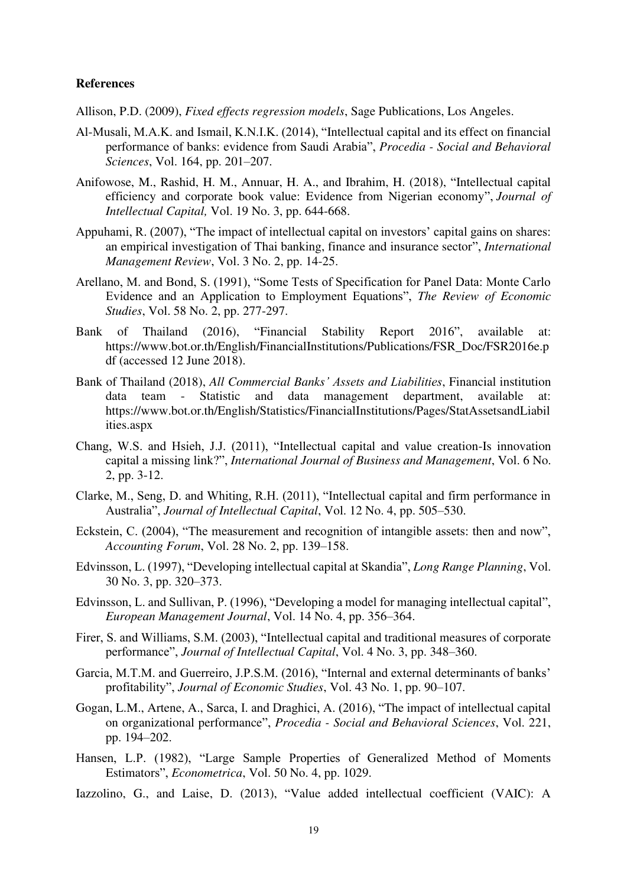**References**

Allison, P.D. (2009), *Fixed effects regression models*, Sage Publications, Los Angeles.

Al-Musali, M.A.K. and Ismail, K.N.I.K. (2014), "Intellectual capital and its effect on financial performance of banks: evidence from Saudi Arabia", *Procedia - Social and Behavioral Sciences*, Vol. 164, pp. 201–207.

Anifowose, M., Rashid, H. M., Annuar, H. A., and Ibrahim, H. (2018), "Intellectual capital efficiency and corporate book value: Evidence from Nigerian economy", *Journal of Intellectual Capital,* Vol. 19 No. 3, pp. 644-668.

Appuhami, R. (2007), "The impact of intellectual capital on investors' capital gains on shares: an empirical investigation of Thai banking, finance and insurance sector", *International Management Review*, Vol. 3 No. 2, pp. 14-25.

Arellano, M. and Bond, S. (1991), "Some Tests of Specification for Panel Data: Monte Carlo Evidence and an Application to Employment Equations", *The Review of Economic Studies*, Vol. 58 No. 2, pp. 277-297.

Bank of Thailand (2016), "Financial Stability Report 2016", available at: https://www.bot.or.th/English/FinancialInstitutions/Publications/FSR_Doc/FSR2016e.pdf (accessed 12 June 2018).

Bank of Thailand (2018), *All Commercial Banks' Assets and Liabilities*, Financial institution data team - Statistic and data management department, available at: https://www.bot.or.th/English/Statistics/FinancialInstitutions/Pages/StatAssetsandLiabilities.aspx

Chang, W.S. and Hsieh, J.J. (2011), "Intellectual capital and value creation-Is innovation capital a missing link?", *International Journal of Business and Management*, Vol. 6 No. 2, pp. 3-12.

Clarke, M., Seng, D. and Whiting, R.H. (2011), "Intellectual capital and firm performance in Australia", *Journal of Intellectual Capital*, Vol. 12 No. 4, pp. 505–530.

Eckstein, C. (2004), "The measurement and recognition of intangible assets: then and now", *Accounting Forum*, Vol. 28 No. 2, pp. 139–158.

Edvinsson, L. (1997), "Developing intellectual capital at Skandia", *Long Range Planning*, Vol. 30 No. 3, pp. 320–373.

Edvinsson, L. and Sullivan, P. (1996), "Developing a model for managing intellectual capital", *European Management Journal*, Vol. 14 No. 4, pp. 356–364.

Firer, S. and Williams, S.M. (2003), "Intellectual capital and traditional measures of corporate performance", *Journal of Intellectual Capital*, Vol. 4 No. 3, pp. 348–360.

Garcia, M.T.M. and Guerreiro, J.P.S.M. (2016), "Internal and external determinants of banks' profitability", *Journal of Economic Studies*, Vol. 43 No. 1, pp. 90–107.

Gogan, L.M., Artene, A., Sarca, I. and Draghici, A. (2016), "The impact of intellectual capital on organizational performance", *Procedia - Social and Behavioral Sciences*, Vol. 221, pp. 194–202.

Hansen, L.P. (1982), "Large Sample Properties of Generalized Method of Moments Estimators", *Econometrica*, Vol. 50 No. 4, pp. 1029.

Iazzolino, G., and Laise, D. (2013), "Value added intellectual coefficient (VAIC): A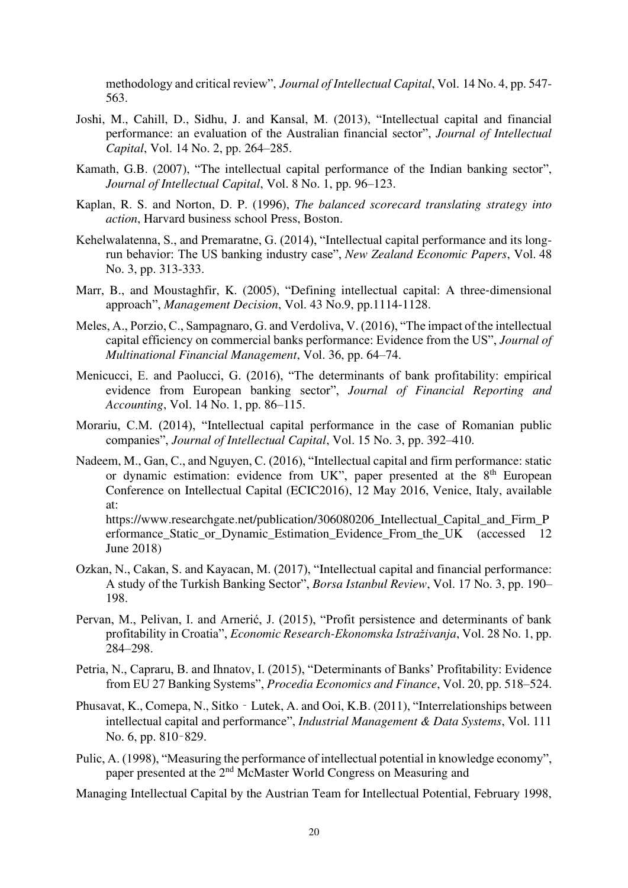methodology and critical review", *Journal of Intellectual Capital*, Vol. 14 No. 4, pp. 547-563.

Joshi, M., Cahill, D., Sidhu, J. and Kansal, M. (2013), "Intellectual capital and financial performance: an evaluation of the Australian financial sector", *Journal of Intellectual Capital*, Vol. 14 No. 2, pp. 264–285.

Kamath, G.B. (2007), "The intellectual capital performance of the Indian banking sector", *Journal of Intellectual Capital*, Vol. 8 No. 1, pp. 96–123.

Kaplan, R. S. and Norton, D. P. (1996), *The balanced scorecard translating strategy into action*, Harvard business school Press, Boston.

Kehelwalatenna, S., and Premaratne, G. (2014), "Intellectual capital performance and its long-run behavior: The US banking industry case", *New Zealand Economic Papers*, Vol. 48 No. 3, pp. 313-333.

Marr, B., and Moustaghfir, K. (2005), "Defining intellectual capital: A three-dimensional approach", *Management Decision*, Vol. 43 No.9, pp.1114-1128.

Meles, A., Porzio, C., Sampagnaro, G. and Verdoliva, V. (2016), "The impact of the intellectual capital efficiency on commercial banks performance: Evidence from the US", *Journal of Multinational Financial Management*, Vol. 36, pp. 64–74.

Menicucci, E. and Paolucci, G. (2016), "The determinants of bank profitability: empirical evidence from European banking sector", *Journal of Financial Reporting and Accounting*, Vol. 14 No. 1, pp. 86–115.

Morariu, C.M. (2014), "Intellectual capital performance in the case of Romanian public companies", *Journal of Intellectual Capital*, Vol. 15 No. 3, pp. 392–410.

Nadeem, M., Gan, C., and Nguyen, C. (2016), "Intellectual capital and firm performance: static or dynamic estimation: evidence from UK", paper presented at the 8th European Conference on Intellectual Capital (ECIC2016), 12 May 2016, Venice, Italy, available at: https://www.researchgate.net/publication/306080206_Intellectual_Capital_and_Firm_Performance_Static_or_Dynamic_Estimation_Evidence_From_the_UK (accessed 12 June 2018)

Ozkan, N., Cakan, S. and Kayacan, M. (2017), "Intellectual capital and financial performance: A study of the Turkish Banking Sector", *Borsa Istanbul Review*, Vol. 17 No. 3, pp. 190–198.

Pervan, M., Pelivan, I. and Arnerić, J. (2015), "Profit persistence and determinants of bank profitability in Croatia", *Economic Research-Ekonomska Istraživanja*, Vol. 28 No. 1, pp. 284–298.

Petria, N., Capraru, B. and Ihnatov, I. (2015), "Determinants of Banks' Profitability: Evidence from EU 27 Banking Systems", *Procedia Economics and Finance*, Vol. 20, pp. 518–524.

Phusavat, K., Comepa, N., Sitko - Lutek, A. and Ooi, K.B. (2011), "Interrelationships between intellectual capital and performance", *Industrial Management & Data Systems*, Vol. 111 No. 6, pp. 810-829.

Pulic, A. (1998), "Measuring the performance of intellectual potential in knowledge economy", paper presented at the 2nd McMaster World Congress on Measuring and

Managing Intellectual Capital by the Austrian Team for Intellectual Potential, February 1998,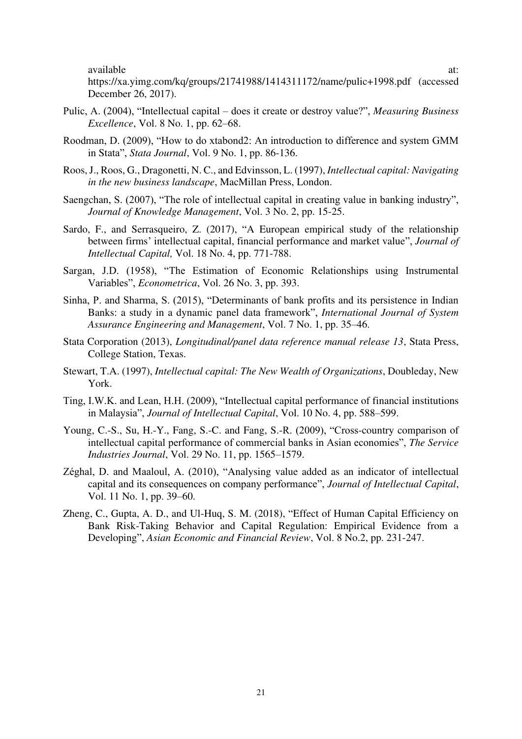available at: https://xa.yimg.com/kq/groups/21741988/1414311172/name/pulic+1998.pdf (accessed December 26, 2017).

Pulic, A. (2004), "Intellectual capital – does it create or destroy value?", *Measuring Business Excellence*, Vol. 8 No. 1, pp. 62–68.

Roodman, D. (2009), "How to do xtabond2: An introduction to difference and system GMM in Stata", *Stata Journal*, Vol. 9 No. 1, pp. 86-136.

Roos, J., Roos, G., Dragonetti, N. C., and Edvinsson, L. (1997), *Intellectual capital: Navigating in the new business landscape*, MacMillan Press, London.

Saengchan, S. (2007), "The role of intellectual capital in creating value in banking industry", *Journal of Knowledge Management*, Vol. 3 No. 2, pp. 15-25.

Sardo, F., and Serrasqueiro, Z. (2017), "A European empirical study of the relationship between firms' intellectual capital, financial performance and market value", *Journal of Intellectual Capital,* Vol. 18 No. 4, pp. 771-788.

Sargan, J.D. (1958), "The Estimation of Economic Relationships using Instrumental Variables", *Econometrica*, Vol. 26 No. 3, pp. 393.

Sinha, P. and Sharma, S. (2015), "Determinants of bank profits and its persistence in Indian Banks: a study in a dynamic panel data framework", *International Journal of System Assurance Engineering and Management*, Vol. 7 No. 1, pp. 35–46.

Stata Corporation (2013), *Longitudinal/panel data reference manual release 13*, Stata Press, College Station, Texas.

Stewart, T.A. (1997), *Intellectual capital: The New Wealth of Organizations*, Doubleday, New York.

Ting, I.W.K. and Lean, H.H. (2009), "Intellectual capital performance of financial institutions in Malaysia", *Journal of Intellectual Capital*, Vol. 10 No. 4, pp. 588–599.

Young, C.-S., Su, H.-Y., Fang, S.-C. and Fang, S.-R. (2009), "Cross-country comparison of intellectual capital performance of commercial banks in Asian economies", *The Service Industries Journal*, Vol. 29 No. 11, pp. 1565–1579.

Zéghal, D. and Maaloul, A. (2010), "Analysing value added as an indicator of intellectual capital and its consequences on company performance", *Journal of Intellectual Capital*, Vol. 11 No. 1, pp. 39–60.

Zheng, C., Gupta, A. D., and Ul-Huq, S. M. (2018), "Effect of Human Capital Efficiency on Bank Risk-Taking Behavior and Capital Regulation: Empirical Evidence from a Developing", *Asian Economic and Financial Review*, Vol. 8 No.2, pp. 231-247.